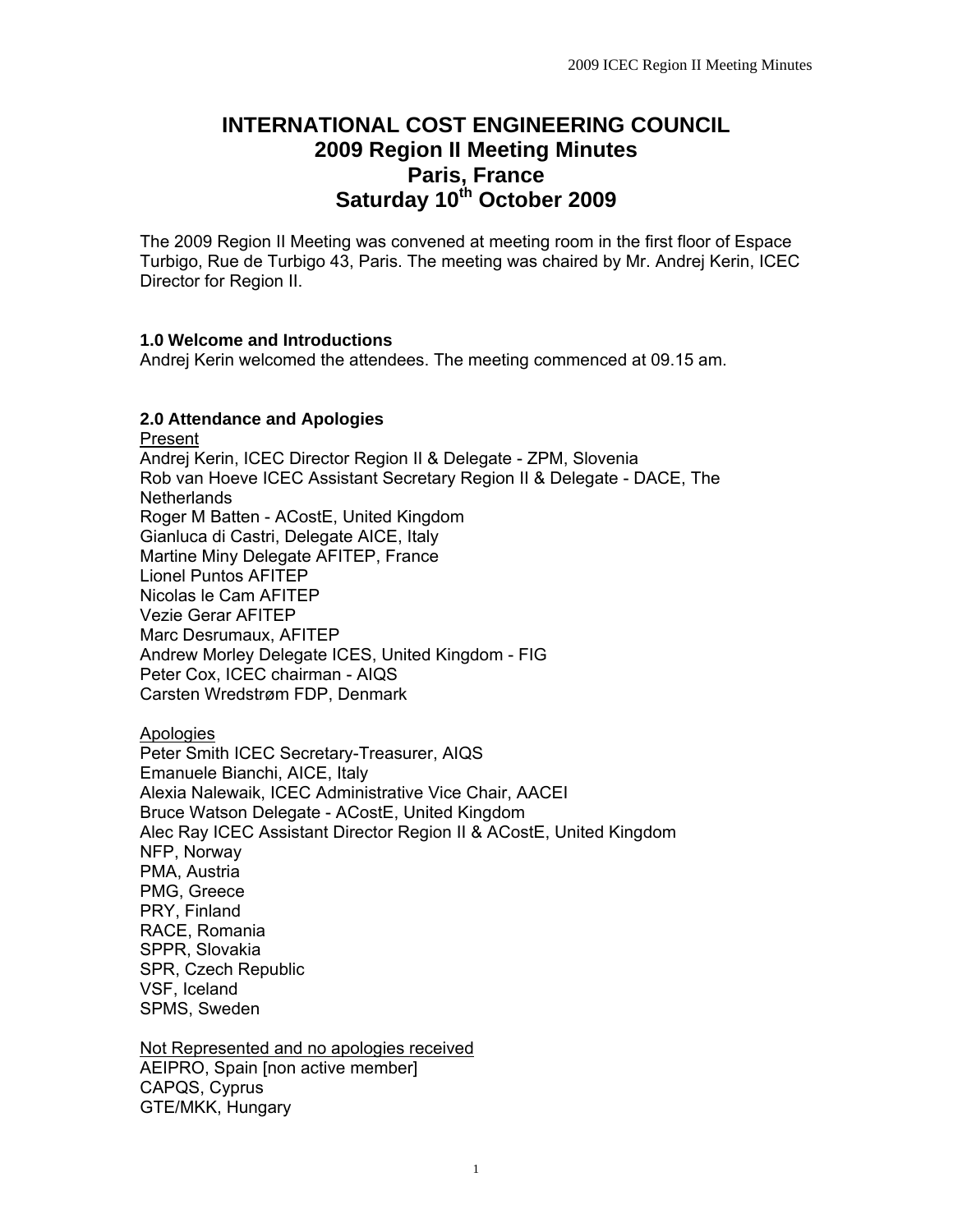# INTERNATIONAL COST ENGINEERING COUNCIL
# 2009 Region II Meeting Minutes
# Paris, France
# Saturday 10th October 2009

The 2009 Region II Meeting was convened at meeting room in the first floor of Espace Turbigo, Rue de Turbigo 43, Paris. The meeting was chaired by Mr. Andrej Kerin, ICEC Director for Region II.

### 1.0 Welcome and Introductions

Andrej Kerin welcomed the attendees. The meeting commenced at 09.15 am.

### 2.0 Attendance and Apologies

Present

Andrej Kerin, ICEC Director Region II & Delegate - ZPM, Slovenia
Rob van Hoeve ICEC Assistant Secretary Region II & Delegate - DACE, The Netherlands
Roger M Batten - ACostE, United Kingdom
Gianluca di Castri, Delegate AICE, Italy
Martine Miny Delegate AFITEP, France
Lionel Puntos AFITEP
Nicolas le Cam AFITEP
Vezie Gerar AFITEP
Marc Desrumaux, AFITEP
Andrew Morley Delegate ICES, United Kingdom - FIG
Peter Cox, ICEC chairman - AIQS
Carsten Wredstrøm FDP, Denmark

Apologies

Peter Smith ICEC Secretary-Treasurer, AIQS
Emanuele Bianchi, AICE, Italy
Alexia Nalewaik, ICEC Administrative Vice Chair, AACEI
Bruce Watson Delegate - ACostE, United Kingdom
Alec Ray ICEC Assistant Director Region II & ACostE, United Kingdom
NFP, Norway
PMA, Austria
PMG, Greece
PRY, Finland
RACE, Romania
SPPR, Slovakia
SPR, Czech Republic
VSF, Iceland
SPMS, Sweden

Not Represented and no apologies received

AEIPRO, Spain [non active member]
CAPQS, Cyprus
GTE/MKK, Hungary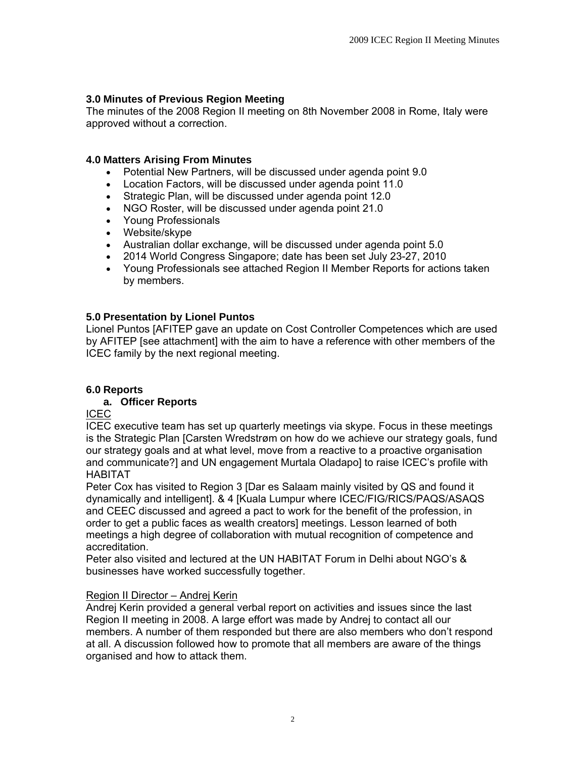### 3.0 Minutes of Previous Region Meeting

The minutes of the 2008 Region II meeting on 8th November 2008 in Rome, Italy were approved without a correction.

### 4.0 Matters Arising From Minutes

- Potential New Partners, will be discussed under agenda point 9.0
- Location Factors, will be discussed under agenda point 11.0
- Strategic Plan, will be discussed under agenda point 12.0
- NGO Roster, will be discussed under agenda point 21.0
- Young Professionals
- Website/skype
- Australian dollar exchange, will be discussed under agenda point 5.0
- 2014 World Congress Singapore; date has been set July 23-27, 2010
- Young Professionals see attached Region II Member Reports for actions taken by members.

### 5.0 Presentation by Lionel Puntos

Lionel Puntos [AFITEP gave an update on Cost Controller Competences which are used by AFITEP [see attachment] with the aim to have a reference with other members of the ICEC family by the next regional meeting.

### 6.0 Reports

#### a. Officer Reports

ICEC

ICEC executive team has set up quarterly meetings via skype. Focus in these meetings is the Strategic Plan [Carsten Wredstrøm on how do we achieve our strategy goals, fund our strategy goals and at what level, move from a reactive to a proactive organisation and communicate?] and UN engagement Murtala Oladapo] to raise ICEC's profile with HABITAT

Peter Cox has visited to Region 3 [Dar es Salaam mainly visited by QS and found it dynamically and intelligent]. & 4 [Kuala Lumpur where ICEC/FIG/RICS/PAQS/ASAQS and CEEC discussed and agreed a pact to work for the benefit of the profession, in order to get a public faces as wealth creators] meetings. Lesson learned of both meetings a high degree of collaboration with mutual recognition of competence and accreditation.

Peter also visited and lectured at the UN HABITAT Forum in Delhi about NGO's & businesses have worked successfully together.

Region II Director – Andrej Kerin

Andrej Kerin provided a general verbal report on activities and issues since the last Region II meeting in 2008. A large effort was made by Andrej to contact all our members. A number of them responded but there are also members who don't respond at all. A discussion followed how to promote that all members are aware of the things organised and how to attack them.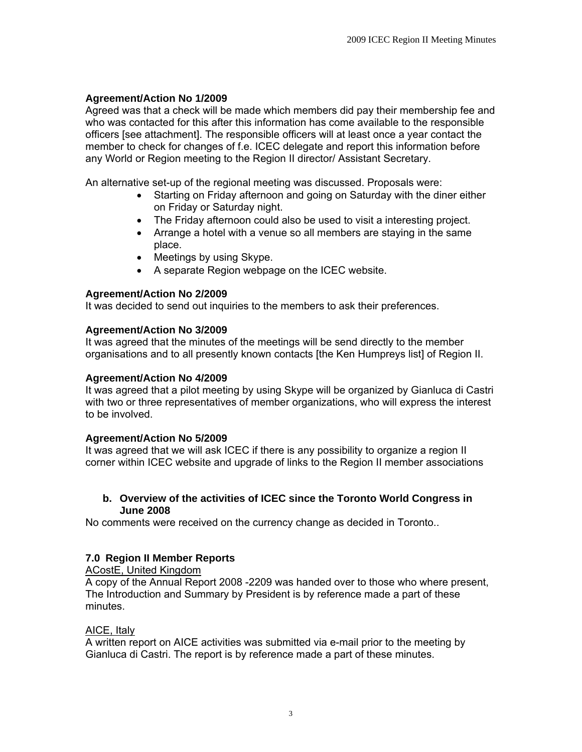**Agreement/Action No 1/2009**
Agreed was that a check will be made which members did pay their membership fee and who was contacted for this after this information has come available to the responsible officers [see attachment]. The responsible officers will at least once a year contact the member to check for changes of f.e. ICEC delegate and report this information before any World or Region meeting to the Region II director/ Assistant Secretary.

An alternative set-up of the regional meeting was discussed. Proposals were:

- Starting on Friday afternoon and going on Saturday with the diner either on Friday or Saturday night.
- The Friday afternoon could also be used to visit a interesting project.
- Arrange a hotel with a venue so all members are staying in the same place.
- Meetings by using Skype.
- A separate Region webpage on the ICEC website.

**Agreement/Action No 2/2009**
It was decided to send out inquiries to the members to ask their preferences.

**Agreement/Action No 3/2009**
It was agreed that the minutes of the meetings will be send directly to the member organisations and to all presently known contacts [the Ken Humpreys list] of Region II.

**Agreement/Action No 4/2009**
It was agreed that a pilot meeting by using Skype will be organized by Gianluca di Castri with two or three representatives of member organizations, who will express the interest to be involved.

**Agreement/Action No 5/2009**
It was agreed that we will ask ICEC if there is any possibility to organize a region II corner within ICEC website and upgrade of links to the Region II member associations

**b. Overview of the activities of ICEC since the Toronto World Congress in June 2008**

No comments were received on the currency change as decided in Toronto..

### 7.0 Region II Member Reports

<u>ACostE, United Kingdom</u>
A copy of the Annual Report 2008 -2209 was handed over to those who where present, The Introduction and Summary by President is by reference made a part of these minutes.

<u>AICE, Italy</u>
A written report on AICE activities was submitted via e-mail prior to the meeting by Gianluca di Castri. The report is by reference made a part of these minutes.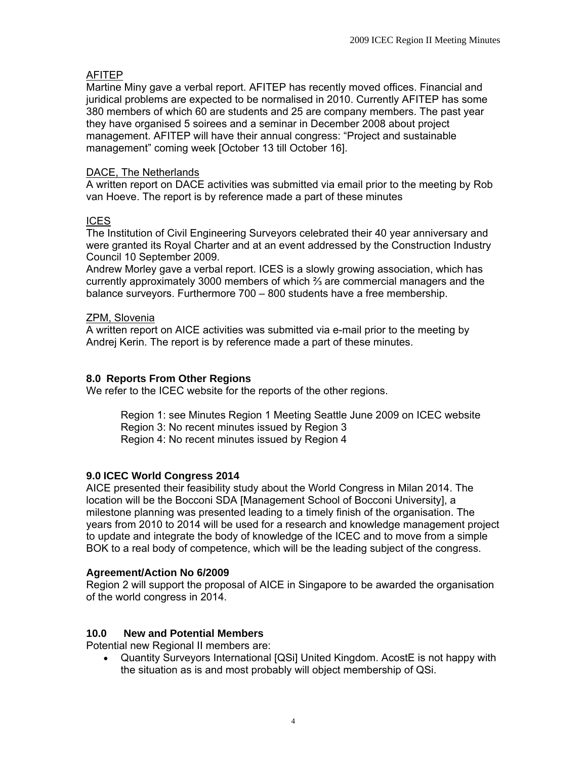AFITEP

Martine Miny gave a verbal report. AFITEP has recently moved offices. Financial and juridical problems are expected to be normalised in 2010. Currently AFITEP has some 380 members of which 60 are students and 25 are company members. The past year they have organised 5 soirees and a seminar in December 2008 about project management. AFITEP will have their annual congress: "Project and sustainable management" coming week [October 13 till October 16].

DACE, The Netherlands

A written report on DACE activities was submitted via email prior to the meeting by Rob van Hoeve. The report is by reference made a part of these minutes

ICES

The Institution of Civil Engineering Surveyors celebrated their 40 year anniversary and were granted its Royal Charter and at an event addressed by the Construction Industry Council 10 September 2009.

Andrew Morley gave a verbal report. ICES is a slowly growing association, which has currently approximately 3000 members of which ⅔ are commercial managers and the balance surveyors. Furthermore 700 – 800 students have a free membership.

ZPM, Slovenia

A written report on AICE activities was submitted via e-mail prior to the meeting by Andrej Kerin. The report is by reference made a part of these minutes.

## 8.0 Reports From Other Regions

We refer to the ICEC website for the reports of the other regions.

Region 1: see Minutes Region 1 Meeting Seattle June 2009 on ICEC website
Region 3: No recent minutes issued by Region 3
Region 4: No recent minutes issued by Region 4

## 9.0 ICEC World Congress 2014

AICE presented their feasibility study about the World Congress in Milan 2014. The location will be the Bocconi SDA [Management School of Bocconi University], a milestone planning was presented leading to a timely finish of the organisation. The years from 2010 to 2014 will be used for a research and knowledge management project to update and integrate the body of knowledge of the ICEC and to move from a simple BOK to a real body of competence, which will be the leading subject of the congress.

**Agreement/Action No 6/2009**

Region 2 will support the proposal of AICE in Singapore to be awarded the organisation of the world congress in 2014.

## 10.0 New and Potential Members

Potential new Regional II members are:

- Quantity Surveyors International [QSi] United Kingdom. AcostE is not happy with the situation as is and most probably will object membership of QSi.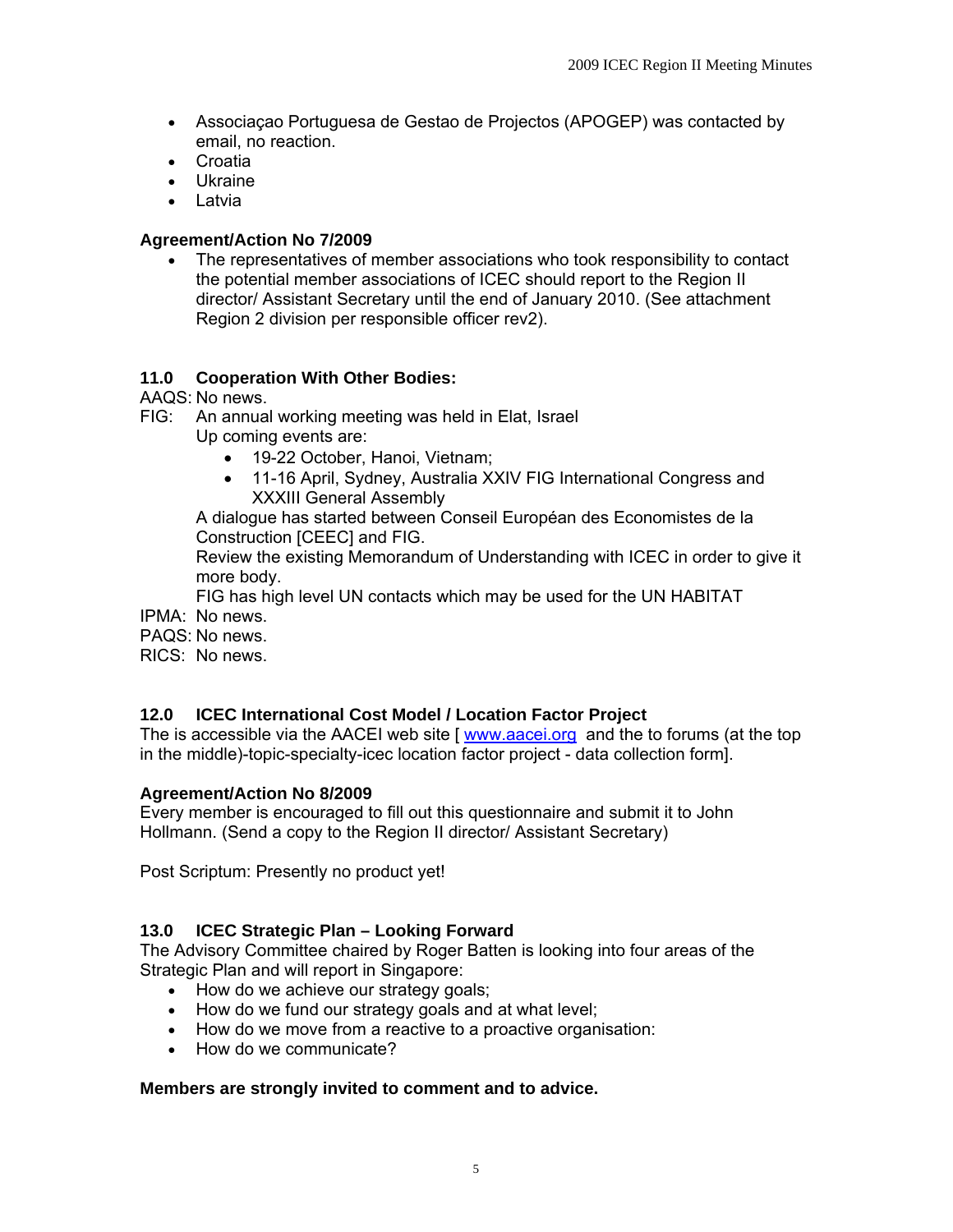- Associaçao Portuguesa de Gestao de Projectos (APOGEP) was contacted by email, no reaction.
- Croatia
- Ukraine
- Latvia

**Agreement/Action No 7/2009**

- The representatives of member associations who took responsibility to contact the potential member associations of ICEC should report to the Region II director/ Assistant Secretary until the end of January 2010. (See attachment Region 2 division per responsible officer rev2).

## 11.0 Cooperation With Other Bodies:

AAQS: No news.

FIG: An annual working meeting was held in Elat, Israel

Up coming events are:

- 19-22 October, Hanoi, Vietnam;
- 11-16 April, Sydney, Australia XXIV FIG International Congress and XXXIII General Assembly

A dialogue has started between Conseil Européan des Economistes de la Construction [CEEC] and FIG.

Review the existing Memorandum of Understanding with ICEC in order to give it more body.

FIG has high level UN contacts which may be used for the UN HABITAT

IPMA: No news.

PAQS: No news.

RICS: No news.

## 12.0 ICEC International Cost Model / Location Factor Project

The is accessible via the AACEI web site [ www.aacei.org and the to forums (at the top in the middle)-topic-specialty-icec location factor project - data collection form].

**Agreement/Action No 8/2009**

Every member is encouraged to fill out this questionnaire and submit it to John Hollmann. (Send a copy to the Region II director/ Assistant Secretary)

Post Scriptum: Presently no product yet!

## 13.0 ICEC Strategic Plan – Looking Forward

The Advisory Committee chaired by Roger Batten is looking into four areas of the Strategic Plan and will report in Singapore:

- How do we achieve our strategy goals;
- How do we fund our strategy goals and at what level;
- How do we move from a reactive to a proactive organisation:
- How do we communicate?

**Members are strongly invited to comment and to advice.**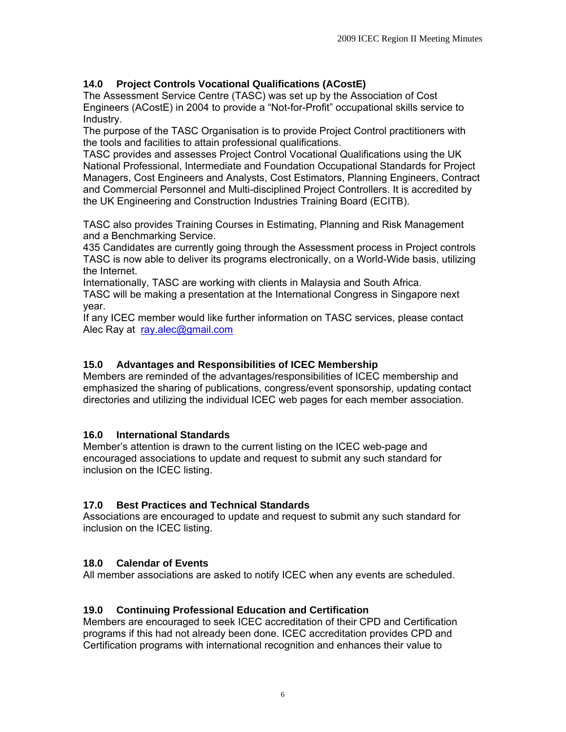## 14.0 Project Controls Vocational Qualifications (ACostE)

The Assessment Service Centre (TASC) was set up by the Association of Cost Engineers (ACostE) in 2004 to provide a "Not-for-Profit" occupational skills service to Industry.

The purpose of the TASC Organisation is to provide Project Control practitioners with the tools and facilities to attain professional qualifications.

TASC provides and assesses Project Control Vocational Qualifications using the UK National Professional, Intermediate and Foundation Occupational Standards for Project Managers, Cost Engineers and Analysts, Cost Estimators, Planning Engineers, Contract and Commercial Personnel and Multi-disciplined Project Controllers. It is accredited by the UK Engineering and Construction Industries Training Board (ECITB).

TASC also provides Training Courses in Estimating, Planning and Risk Management and a Benchmarking Service.

435 Candidates are currently going through the Assessment process in Project controls

TASC is now able to deliver its programs electronically, on a World-Wide basis, utilizing the Internet.

Internationally, TASC are working with clients in Malaysia and South Africa.

TASC will be making a presentation at the International Congress in Singapore next year.

If any ICEC member would like further information on TASC services, please contact Alec Ray at ray.alec@gmail.com

## 15.0 Advantages and Responsibilities of ICEC Membership

Members are reminded of the advantages/responsibilities of ICEC membership and emphasized the sharing of publications, congress/event sponsorship, updating contact directories and utilizing the individual ICEC web pages for each member association.

## 16.0 International Standards

Member's attention is drawn to the current listing on the ICEC web-page and encouraged associations to update and request to submit any such standard for inclusion on the ICEC listing.

## 17.0 Best Practices and Technical Standards

Associations are encouraged to update and request to submit any such standard for inclusion on the ICEC listing.

## 18.0 Calendar of Events

All member associations are asked to notify ICEC when any events are scheduled.

## 19.0 Continuing Professional Education and Certification

Members are encouraged to seek ICEC accreditation of their CPD and Certification programs if this had not already been done. ICEC accreditation provides CPD and Certification programs with international recognition and enhances their value to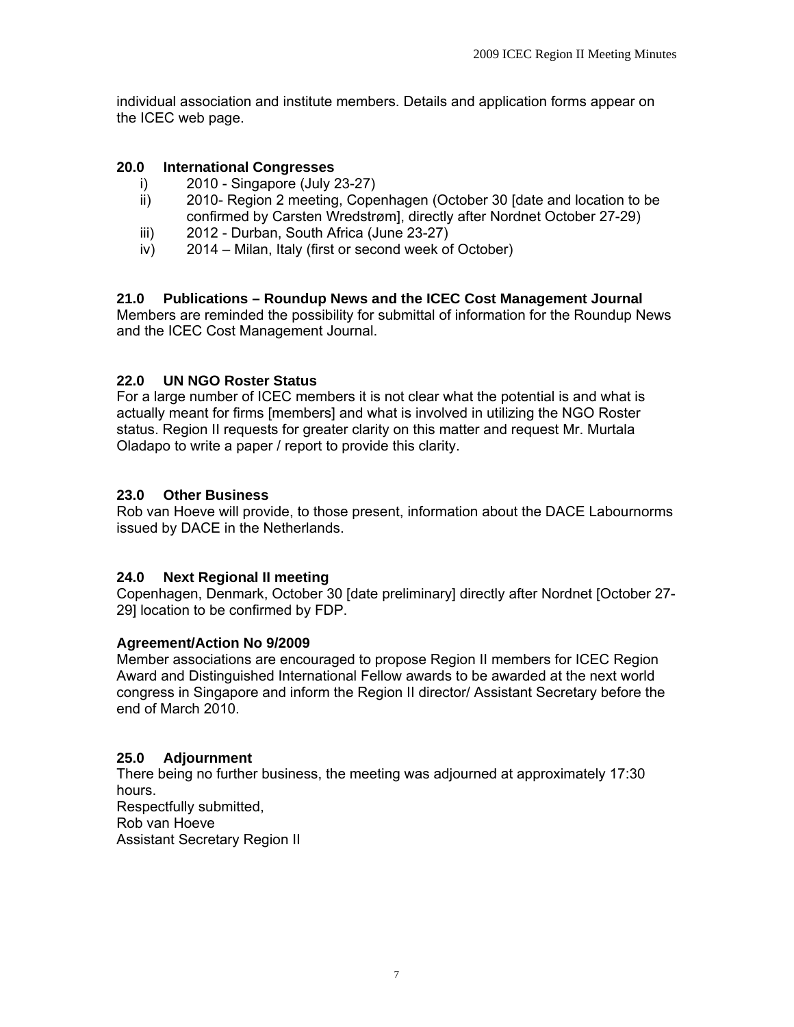individual association and institute members. Details and application forms appear on the ICEC web page.

### 20.0 International Congresses

i) 2010 - Singapore (July 23-27)

ii) 2010- Region 2 meeting, Copenhagen (October 30 [date and location to be confirmed by Carsten Wredstrøm], directly after Nordnet October 27-29)

iii) 2012 - Durban, South Africa (June 23-27)

iv) 2014 – Milan, Italy (first or second week of October)

### 21.0 Publications – Roundup News and the ICEC Cost Management Journal

Members are reminded the possibility for submittal of information for the Roundup News and the ICEC Cost Management Journal.

### 22.0 UN NGO Roster Status

For a large number of ICEC members it is not clear what the potential is and what is actually meant for firms [members] and what is involved in utilizing the NGO Roster status. Region II requests for greater clarity on this matter and request Mr. Murtala Oladapo to write a paper / report to provide this clarity.

### 23.0 Other Business

Rob van Hoeve will provide, to those present, information about the DACE Labournorms issued by DACE in the Netherlands.

### 24.0 Next Regional II meeting

Copenhagen, Denmark, October 30 [date preliminary] directly after Nordnet [October 27-29] location to be confirmed by FDP.

**Agreement/Action No 9/2009**

Member associations are encouraged to propose Region II members for ICEC Region Award and Distinguished International Fellow awards to be awarded at the next world congress in Singapore and inform the Region II director/ Assistant Secretary before the end of March 2010.

### 25.0 Adjournment

There being no further business, the meeting was adjourned at approximately 17:30 hours.

Respectfully submitted,

Rob van Hoeve

Assistant Secretary Region II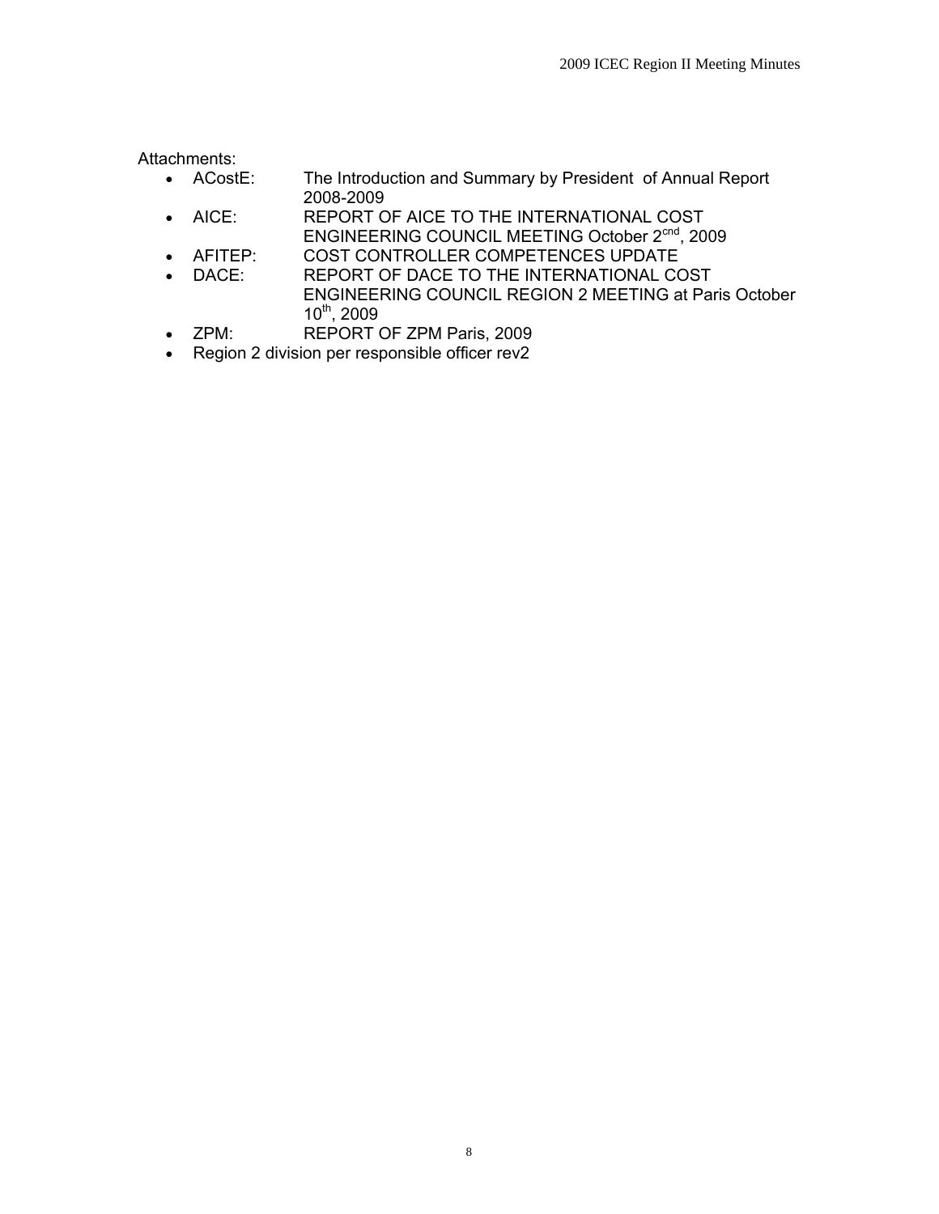Attachments:

- ACostE: The Introduction and Summary by President of Annual Report 2008-2009
- AICE: REPORT OF AICE TO THE INTERNATIONAL COST ENGINEERING COUNCIL MEETING October 2[cnd], 2009
- AFITEP: COST CONTROLLER COMPETENCES UPDATE
- DACE: REPORT OF DACE TO THE INTERNATIONAL COST ENGINEERING COUNCIL REGION 2 MEETING at Paris October 10[th], 2009
- ZPM: REPORT OF ZPM Paris, 2009
- Region 2 division per responsible officer rev2